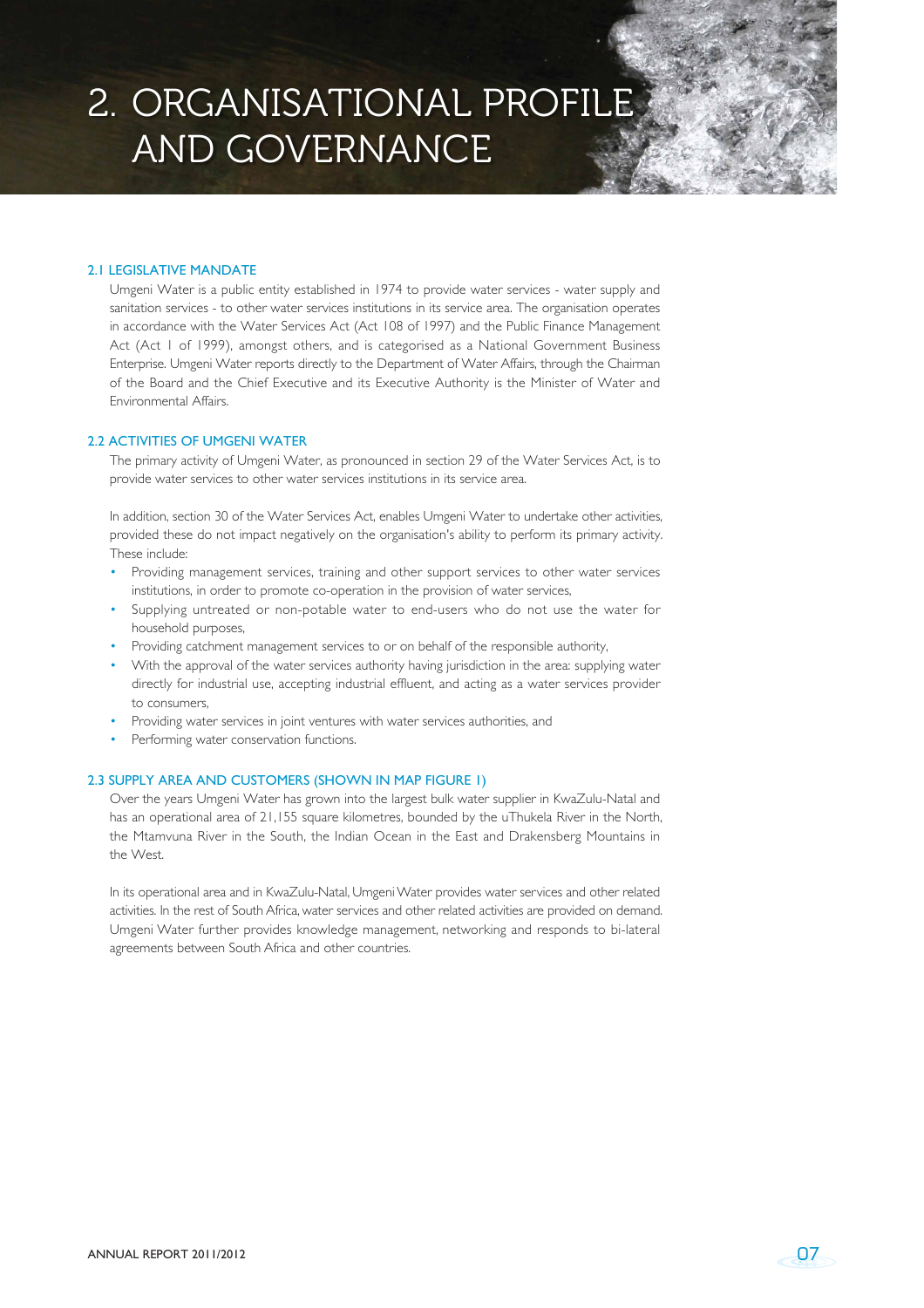# 2. ORGANISATIONAL PROFILE AND GOVERNANCE

## 2.1 LEGISLATIVE MANDATE

Umgeni Water is a public entity established in 1974 to provide water services - water supply and sanitation services - to other water services institutions in its service area. The organisation operates in accordance with the Water Services Act (Act 108 of 1997) and the Public Finance Management Act (Act 1 of 1999), amongst others, and is categorised as a National Government Business Enterprise. Umgeni Water reports directly to the Department of Water Affairs, through the Chairman of the Board and the Chief Executive and its Executive Authority is the Minister of Water and Environmental Affairs.

## 2.2 ACTIVITIES OF UMGENI WATER

The primary activity of Umgeni Water, as pronounced in section 29 of the Water Services Act, is to provide water services to other water services institutions in its service area.

In addition, section 30 of the Water Services Act, enables Umgeni Water to undertake other activities, provided these do not impact negatively on the organisation's ability to perform its primary activity. These include:

- Providing management services, training and other support services to other water services institutions, in order to promote co-operation in the provision of water services,
- Supplying untreated or non-potable water to end-users who do not use the water for household purposes,
- Providing catchment management services to or on behalf of the responsible authority,
- With the approval of the water services authority having jurisdiction in the area: supplying water directly for industrial use, accepting industrial effluent, and acting as a water services provider to consumers,
- Providing water services in joint ventures with water services authorities, and
- Performing water conservation functions.

## 2.3 SUPPLY AREA AND CUSTOMERS (SHOWN IN MAP FIGURE 1)

Over the years Umgeni Water has grown into the largest bulk water supplier in KwaZulu-Natal and has an operational area of 21,155 square kilometres, bounded by the uThukela River in the North, the Mtamvuna River in the South, the Indian Ocean in the East and Drakensberg Mountains in the West.

In its operational area and in KwaZulu-Natal, Umgeni Water provides water services and other related activities. In the rest of South Africa, water services and other related activities are provided on demand. Umgeni Water further provides knowledge management, networking and responds to bi-lateral agreements between South Africa and other countries.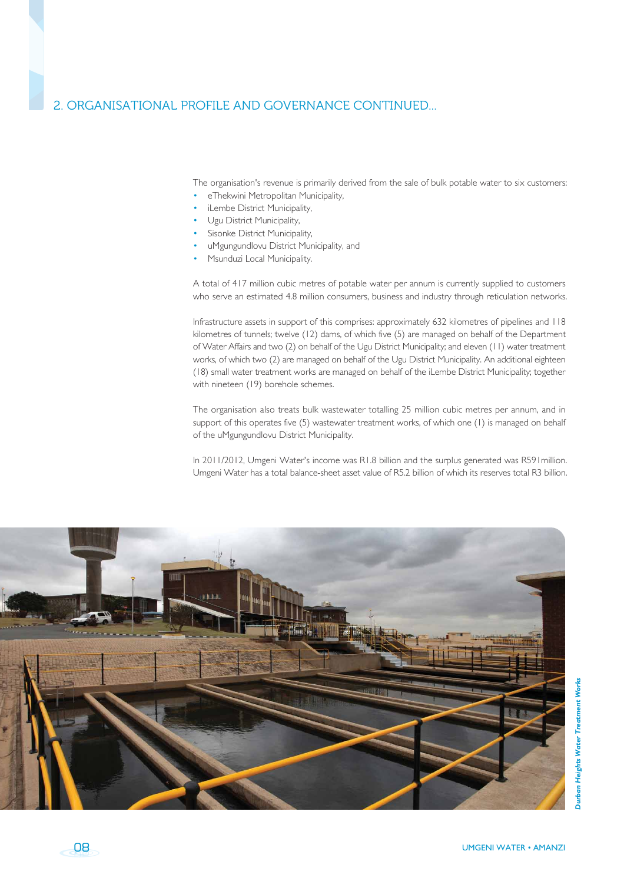## 2. ORGANISATIONAL PROFILE AND GOVERNANCE CONTINUED...

The organisation's revenue is primarily derived from the sale of bulk potable water to six customers:

- eThekwini Metropolitan Municipality,
- iLembe District Municipality,
- Ugu District Municipality,
- Sisonke District Municipality,
- uMgungundlovu District Municipality, and
- Msunduzi Local Municipality.

A total of 417 million cubic metres of potable water per annum is currently supplied to customers who serve an estimated 4.8 million consumers, business and industry through reticulation networks.

Infrastructure assets in support of this comprises: approximately 632 kilometres of pipelines and 118 kilometres of tunnels; twelve (12) dams, of which five (5) are managed on behalf of the Department of Water Affairs and two (2) on behalf of the Ugu District Municipality; and eleven (11) water treatment works, of which two (2) are managed on behalf of the Ugu District Municipality. An additional eighteen (18) small water treatment works are managed on behalf of the iLembe District Municipality; together with nineteen (19) borehole schemes.

The organisation also treats bulk wastewater totalling 25 million cubic metres per annum, and in support of this operates five (5) wastewater treatment works, of which one (1) is managed on behalf of the uMgungundlovu District Municipality.

In 2011/2012, Umgeni Water's income was R1.8 billion and the surplus generated was R591million. Umgeni Water has a total balance-sheet asset value of R5.2 billion of which its reserves total R3 billion.

*Durban Heights Water Treatment Works*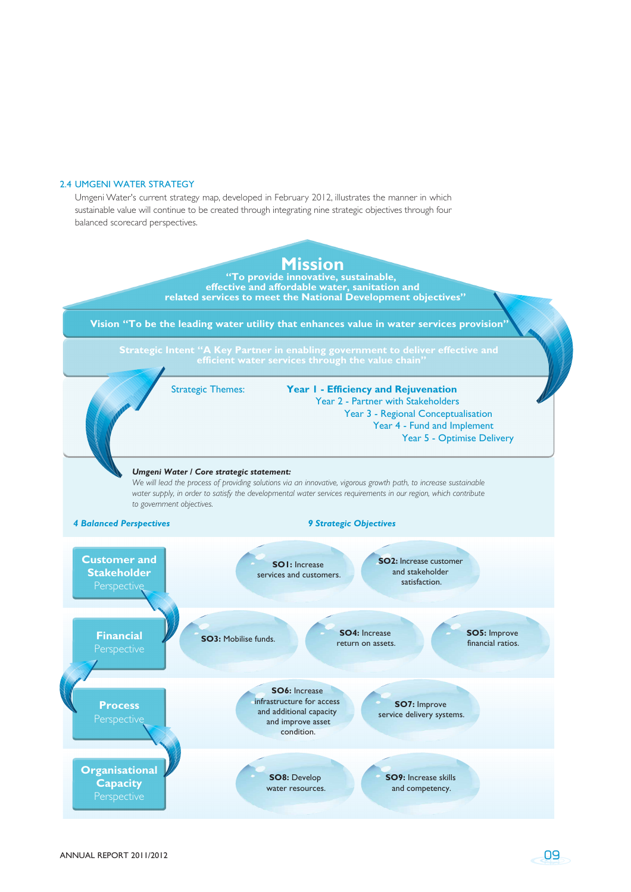## 2.4 UMGENI WATER STRATEGY

Umgeni Water's current strategy map, developed in February 2012, illustrates the manner in which sustainable value will continue to be created through integrating nine strategic objectives through four balanced scorecard perspectives.

### Mission

**"To provide innovative, sustainable, effective and affordable water, sanitation and related services to meet the National Development objectives"**

**Vision "To be the leading water utility that enhances value in water services provision"**

**Strategic Intent "A Key Partner in enabling government to deliver effective and efficient water services through the value chain"**

Strategic Themes:

- **Year 1 - Efficiency and Rejuvenation**
- Year 2 - Partner with Stakeholders
- Year 3 - Regional Conceptualisation
- Year 4 - Fund and Implement
- Year 5 - Optimise Delivery

***Umgeni Water / Core strategic statement:***

*We will lead the process of providing solutions via an innovative, vigorous growth path, to increase sustainable water supply, in order to satisfy the developmental water services requirements in our region, which contribute to government objectives.*

| ***4 Balanced Perspectives*** | ***9 Strategic Objectives*** |
|---|---|
| **Customer and Stakeholder** Perspective | **SO1:** Increase services and customers. **SO2:** Increase customer and stakeholder satisfaction. |
| **Financial** Perspective | **SO3:** Mobilise funds. **SO4:** Increase return on assets. **SO5:** Improve financial ratios. |
| **Process** Perspective | **SO6:** Increase infrastructure for access and additional capacity and improve asset condition. **SO7:** Improve service delivery systems. |
| **Organisational Capacity** Perspective | **SO8:** Develop water resources. **SO9:** Increase skills and competency. |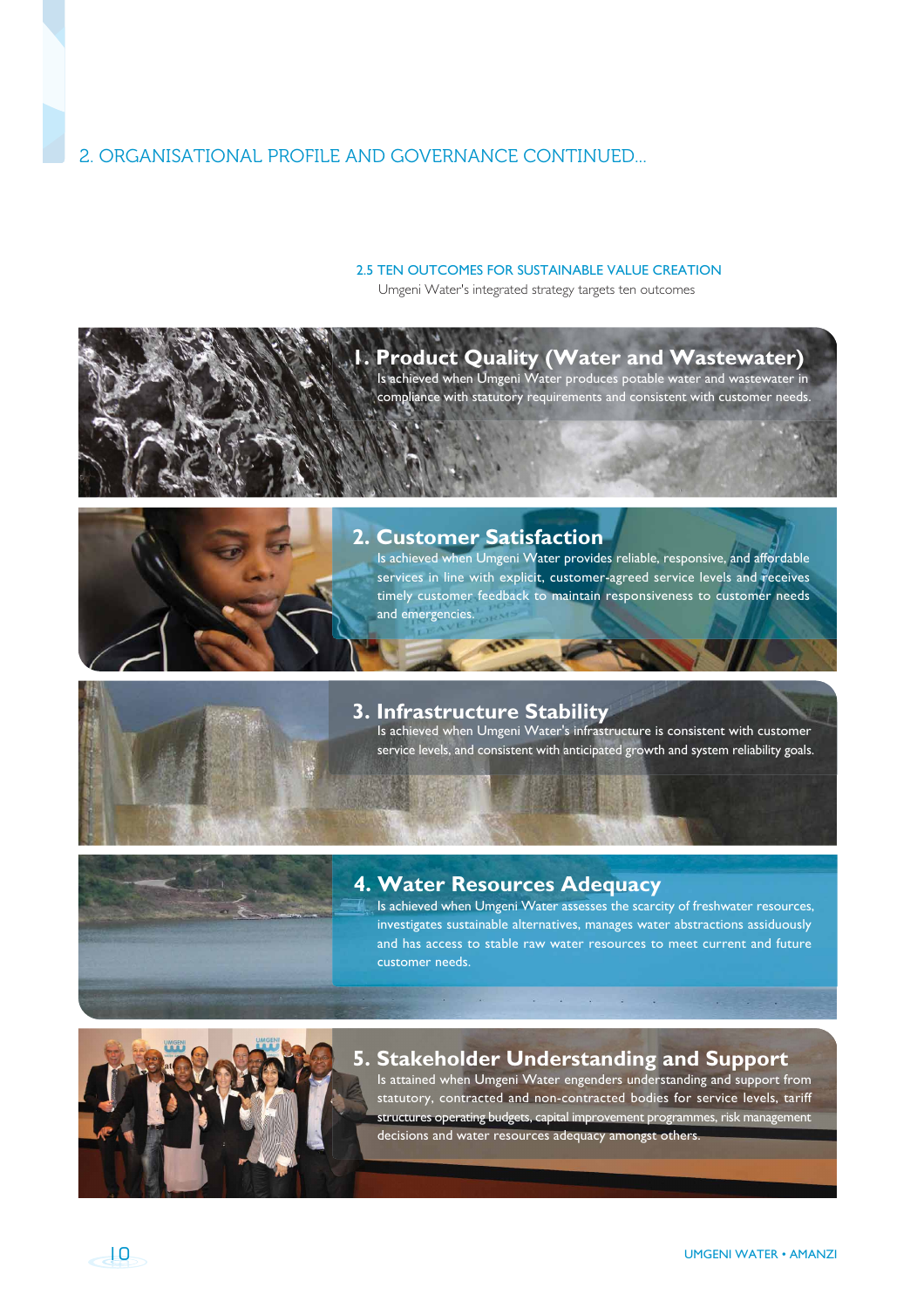## 2. ORGANISATIONAL PROFILE AND GOVERNANCE CONTINUED...

### 2.5 TEN OUTCOMES FOR SUSTAINABLE VALUE CREATION

Umgeni Water's integrated strategy targets ten outcomes

**1. Product Quality (Water and Wastewater)**
Is achieved when Umgeni Water produces potable water and wastewater in compliance with statutory requirements and consistent with customer needs.

**2. Customer Satisfaction**
Is achieved when Umgeni Water provides reliable, responsive, and affordable services in line with explicit, customer-agreed service levels and receives timely customer feedback to maintain responsiveness to customer needs and emergencies.

**3. Infrastructure Stability**
Is achieved when Umgeni Water's infrastructure is consistent with customer service levels, and consistent with anticipated growth and system reliability goals.

**4. Water Resources Adequacy**
Is achieved when Umgeni Water assesses the scarcity of freshwater resources, investigates sustainable alternatives, manages water abstractions assiduously and has access to stable raw water resources to meet current and future customer needs.

**5. Stakeholder Understanding and Support**
Is attained when Umgeni Water engenders understanding and support from statutory, contracted and non-contracted bodies for service levels, tariff structures operating budgets, capital improvement programmes, risk management decisions and water resources adequacy amongst others.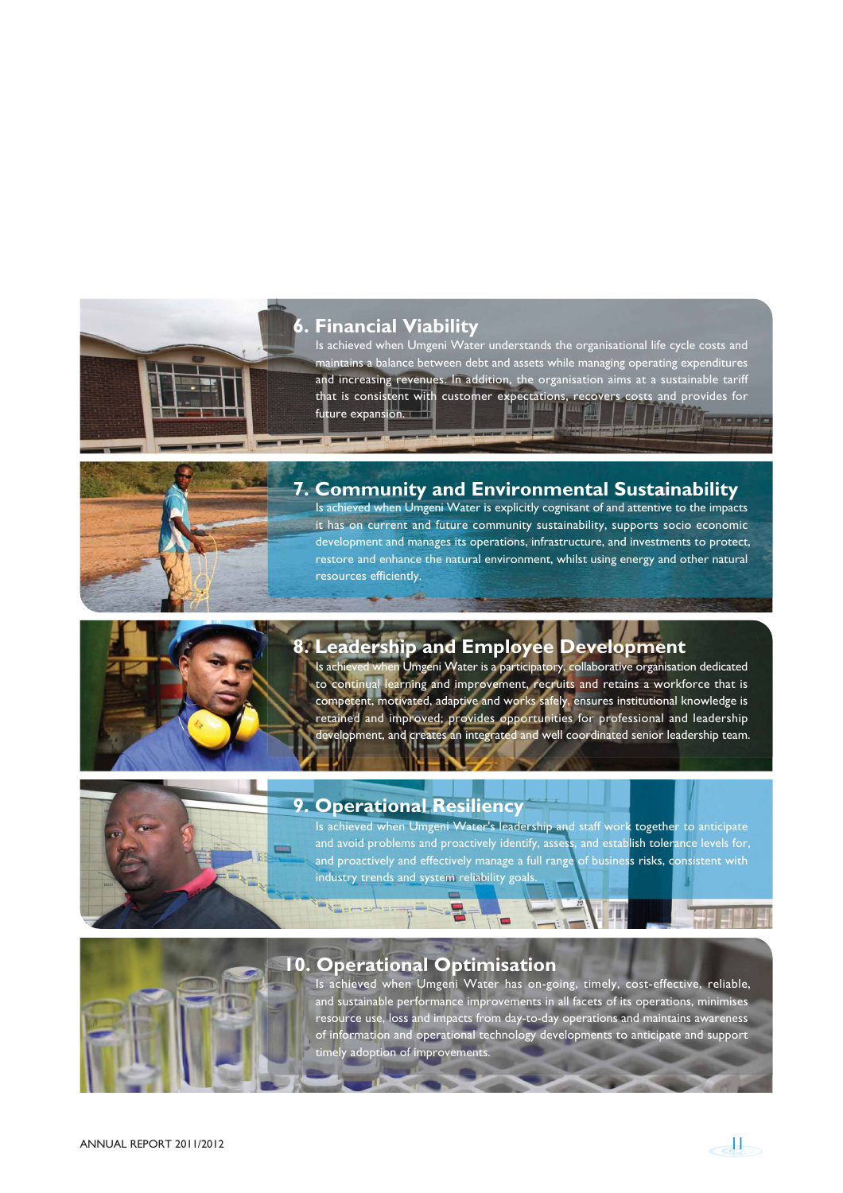## 6. Financial Viability

Is achieved when Umgeni Water understands the organisational life cycle costs and maintains a balance between debt and assets while managing operating expenditures and increasing revenues. In addition, the organisation aims at a sustainable tariff that is consistent with customer expectations, recovers costs and provides for future expansion.

## 7. Community and Environmental Sustainability

Is achieved when Umgeni Water is explicitly cognisant of and attentive to the impacts it has on current and future community sustainability, supports socio economic development and manages its operations, infrastructure, and investments to protect, restore and enhance the natural environment, whilst using energy and other natural resources efficiently.

## 8. Leadership and Employee Development

Is achieved when Umgeni Water is a participatory, collaborative organisation dedicated to continual learning and improvement, recruits and retains a workforce that is competent, motivated, adaptive and works safely, ensures institutional knowledge is retained and improved; provides opportunities for professional and leadership development, and creates an integrated and well coordinated senior leadership team.

## 9. Operational Resiliency

Is achieved when Umgeni Water's leadership and staff work together to anticipate and avoid problems and proactively identify, assess, and establish tolerance levels for, and proactively and effectively manage a full range of business risks, consistent with industry trends and system reliability goals.

## 10. Operational Optimisation

Is achieved when Umgeni Water has on-going, timely, cost-effective, reliable, and sustainable performance improvements in all facets of its operations, minimises resource use, loss and impacts from day-to-day operations and maintains awareness of information and operational technology developments to anticipate and support timely adoption of improvements.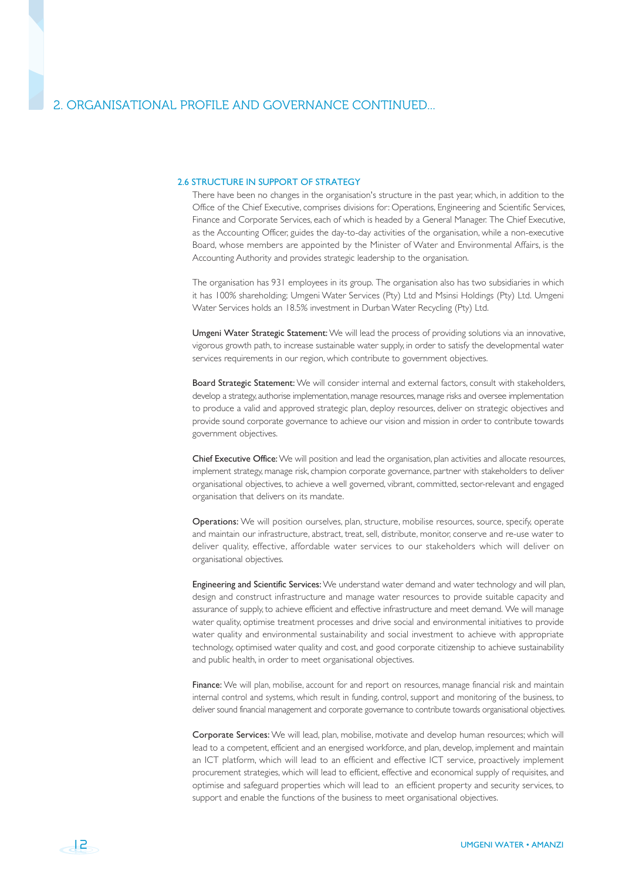## 2. ORGANISATIONAL PROFILE AND GOVERNANCE CONTINUED...

### 2.6 STRUCTURE IN SUPPORT OF STRATEGY

There have been no changes in the organisation's structure in the past year, which, in addition to the Office of the Chief Executive, comprises divisions for: Operations, Engineering and Scientific Services, Finance and Corporate Services, each of which is headed by a General Manager. The Chief Executive, as the Accounting Officer, guides the day-to-day activities of the organisation, while a non-executive Board, whose members are appointed by the Minister of Water and Environmental Affairs, is the Accounting Authority and provides strategic leadership to the organisation.

The organisation has 931 employees in its group. The organisation also has two subsidiaries in which it has 100% shareholding; Umgeni Water Services (Pty) Ltd and Msinsi Holdings (Pty) Ltd. Umgeni Water Services holds an 18.5% investment in Durban Water Recycling (Pty) Ltd.

**Umgeni Water Strategic Statement:** We will lead the process of providing solutions via an innovative, vigorous growth path, to increase sustainable water supply, in order to satisfy the developmental water services requirements in our region, which contribute to government objectives.

**Board Strategic Statement:** We will consider internal and external factors, consult with stakeholders, develop a strategy, authorise implementation, manage resources, manage risks and oversee implementation to produce a valid and approved strategic plan, deploy resources, deliver on strategic objectives and provide sound corporate governance to achieve our vision and mission in order to contribute towards government objectives.

**Chief Executive Office:** We will position and lead the organisation, plan activities and allocate resources, implement strategy, manage risk, champion corporate governance, partner with stakeholders to deliver organisational objectives, to achieve a well governed, vibrant, committed, sector-relevant and engaged organisation that delivers on its mandate.

**Operations:** We will position ourselves, plan, structure, mobilise resources, source, specify, operate and maintain our infrastructure, abstract, treat, sell, distribute, monitor, conserve and re-use water to deliver quality, effective, affordable water services to our stakeholders which will deliver on organisational objectives.

**Engineering and Scientific Services:** We understand water demand and water technology and will plan, design and construct infrastructure and manage water resources to provide suitable capacity and assurance of supply, to achieve efficient and effective infrastructure and meet demand. We will manage water quality, optimise treatment processes and drive social and environmental initiatives to provide water quality and environmental sustainability and social investment to achieve with appropriate technology, optimised water quality and cost, and good corporate citizenship to achieve sustainability and public health, in order to meet organisational objectives.

**Finance:** We will plan, mobilise, account for and report on resources, manage financial risk and maintain internal control and systems, which result in funding, control, support and monitoring of the business, to deliver sound financial management and corporate governance to contribute towards organisational objectives.

**Corporate Services:** We will lead, plan, mobilise, motivate and develop human resources; which will lead to a competent, efficient and an energised workforce, and plan, develop, implement and maintain an ICT platform, which will lead to an efficient and effective ICT service, proactively implement procurement strategies, which will lead to efficient, effective and economical supply of requisites, and optimise and safeguard properties which will lead to an efficient property and security services, to support and enable the functions of the business to meet organisational objectives.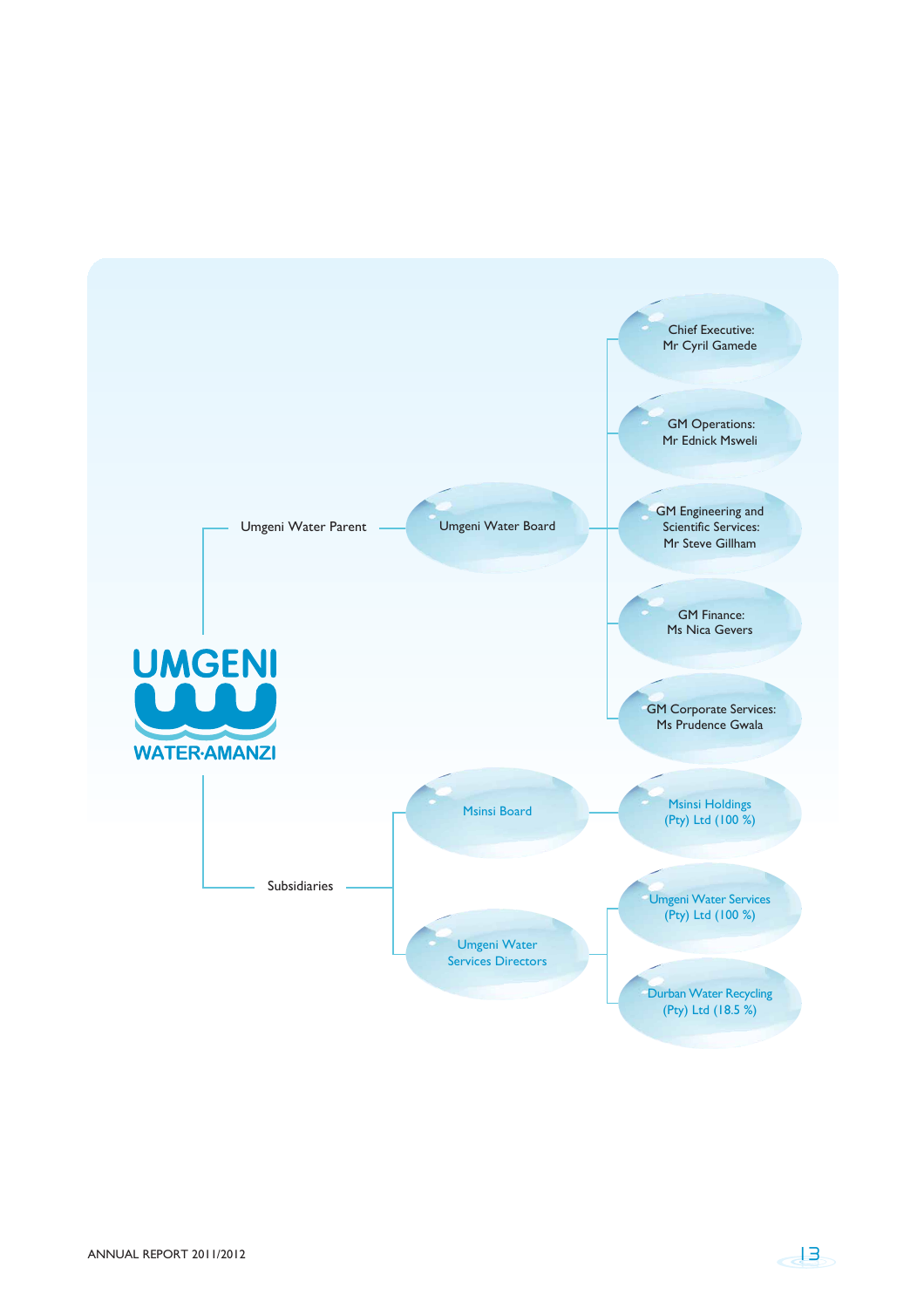UMGENI
WATER·AMANZI

Umgeni Water Parent

Umgeni Water Board

Chief Executive:
Mr Cyril Gamede

GM Operations:
Mr Ednick Msweli

GM Engineering and
Scientific Services:
Mr Steve Gillham

GM Finance:
Ms Nica Gevers

GM Corporate Services:
Ms Prudence Gwala

Subsidiaries

Msinsi Board

Msinsi Holdings
(Pty) Ltd (100 %)

Umgeni Water
Services Directors

Umgeni Water Services
(Pty) Ltd (100 %)

Durban Water Recycling
(Pty) Ltd (18.5 %)